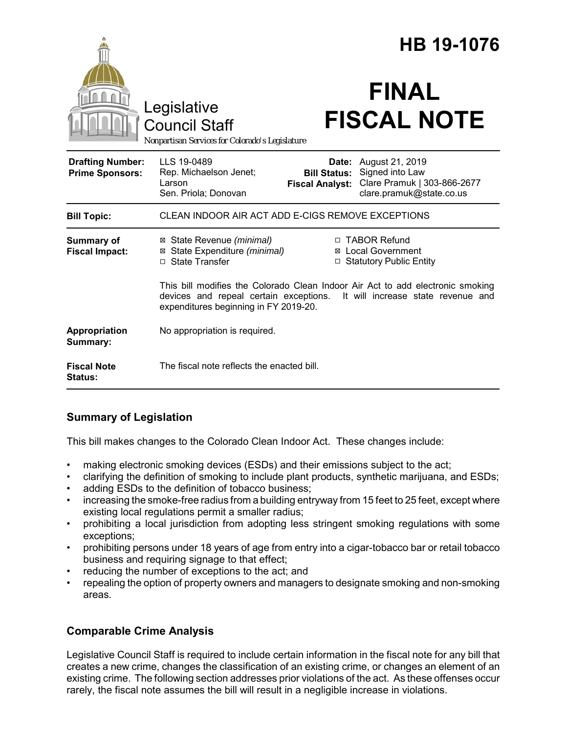# HB 19-1076

Legislative Council Staff

*Nonpartisan Services for Colorado's Legislature*

# FINAL FISCAL NOTE

| | | | |
|---|---|---|---|
| **Drafting Number:** | LLS 19-0489 | **Date:** | August 21, 2019 |
| **Prime Sponsors:** | Rep. Michaelson Jenet; Larson<br>Sen. Priola; Donovan | **Bill Status:** | Signed into Law |
| | | **Fiscal Analyst:** | Clare Pramuk \| 303-866-2677<br>clare.pramuk@state.co.us |

| | |
|---|---|
| **Bill Topic:** | CLEAN INDOOR AIR ACT ADD E-CIGS REMOVE EXCEPTIONS |
| **Summary of Fiscal Impact:** | ☒ State Revenue *(minimal)*<br>☒ State Expenditure *(minimal)*<br>☐ State Transfer<br>☐ TABOR Refund<br>☒ Local Government<br>☐ Statutory Public Entity<br><br>This bill modifies the Colorado Clean Indoor Air Act to add electronic smoking devices and repeal certain exceptions. It will increase state revenue and expenditures beginning in FY 2019-20. |
| **Appropriation Summary:** | No appropriation is required. |
| **Fiscal Note Status:** | The fiscal note reflects the enacted bill. |

## Summary of Legislation

This bill makes changes to the Colorado Clean Indoor Act. These changes include:

- making electronic smoking devices (ESDs) and their emissions subject to the act;
- clarifying the definition of smoking to include plant products, synthetic marijuana, and ESDs;
- adding ESDs to the definition of tobacco business;
- increasing the smoke-free radius from a building entryway from 15 feet to 25 feet, except where existing local regulations permit a smaller radius;
- prohibiting a local jurisdiction from adopting less stringent smoking regulations with some exceptions;
- prohibiting persons under 18 years of age from entry into a cigar-tobacco bar or retail tobacco business and requiring signage to that effect;
- reducing the number of exceptions to the act; and
- repealing the option of property owners and managers to designate smoking and non-smoking areas.

## Comparable Crime Analysis

Legislative Council Staff is required to include certain information in the fiscal note for any bill that creates a new crime, changes the classification of an existing crime, or changes an element of an existing crime. The following section addresses prior violations of the act. As these offenses occur rarely, the fiscal note assumes the bill will result in a negligible increase in violations.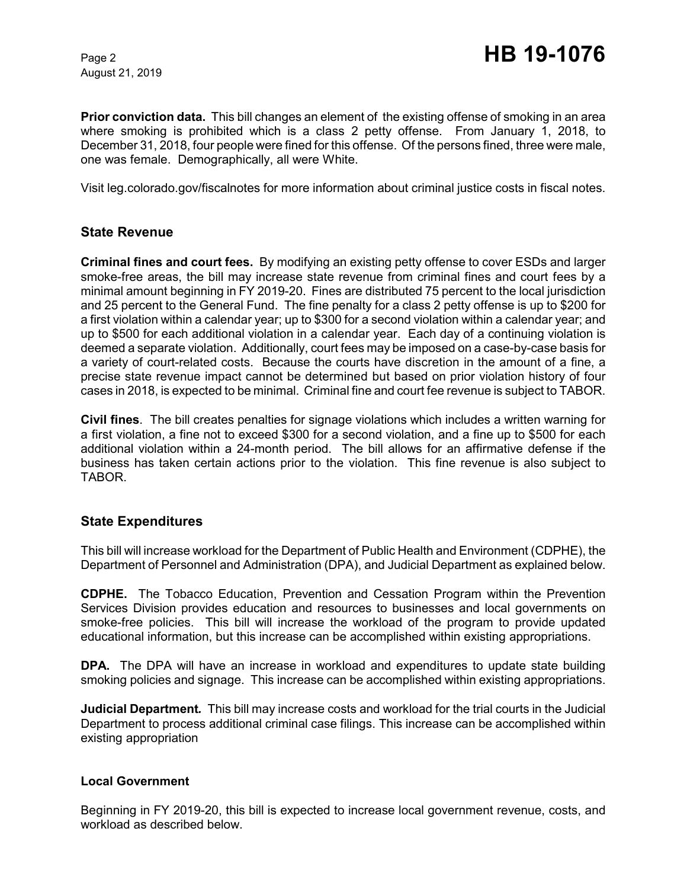**Prior conviction data.** This bill changes an element of the existing offense of smoking in an area where smoking is prohibited which is a class 2 petty offense. From January 1, 2018, to December 31, 2018, four people were fined for this offense. Of the persons fined, three were male, one was female. Demographically, all were White.

Visit leg.colorado.gov/fiscalnotes for more information about criminal justice costs in fiscal notes.

## State Revenue

**Criminal fines and court fees.** By modifying an existing petty offense to cover ESDs and larger smoke-free areas, the bill may increase state revenue from criminal fines and court fees by a minimal amount beginning in FY 2019-20. Fines are distributed 75 percent to the local jurisdiction and 25 percent to the General Fund. The fine penalty for a class 2 petty offense is up to $200 for a first violation within a calendar year; up to $300 for a second violation within a calendar year; and up to $500 for each additional violation in a calendar year. Each day of a continuing violation is deemed a separate violation. Additionally, court fees may be imposed on a case-by-case basis for a variety of court-related costs. Because the courts have discretion in the amount of a fine, a precise state revenue impact cannot be determined but based on prior violation history of four cases in 2018, is expected to be minimal. Criminal fine and court fee revenue is subject to TABOR.

**Civil fines**. The bill creates penalties for signage violations which includes a written warning for a first violation, a fine not to exceed $300 for a second violation, and a fine up to $500 for each additional violation within a 24-month period. The bill allows for an affirmative defense if the business has taken certain actions prior to the violation. This fine revenue is also subject to TABOR.

## State Expenditures

This bill will increase workload for the Department of Public Health and Environment (CDPHE), the Department of Personnel and Administration (DPA), and Judicial Department as explained below.

**CDPHE.** The Tobacco Education, Prevention and Cessation Program within the Prevention Services Division provides education and resources to businesses and local governments on smoke-free policies. This bill will increase the workload of the program to provide updated educational information, but this increase can be accomplished within existing appropriations.

**DPA.** The DPA will have an increase in workload and expenditures to update state building smoking policies and signage. This increase can be accomplished within existing appropriations.

***Judicial Department.*** This bill may increase costs and workload for the trial courts in the Judicial Department to process additional criminal case filings. This increase can be accomplished within existing appropriation

### Local Government

Beginning in FY 2019-20, this bill is expected to increase local government revenue, costs, and workload as described below.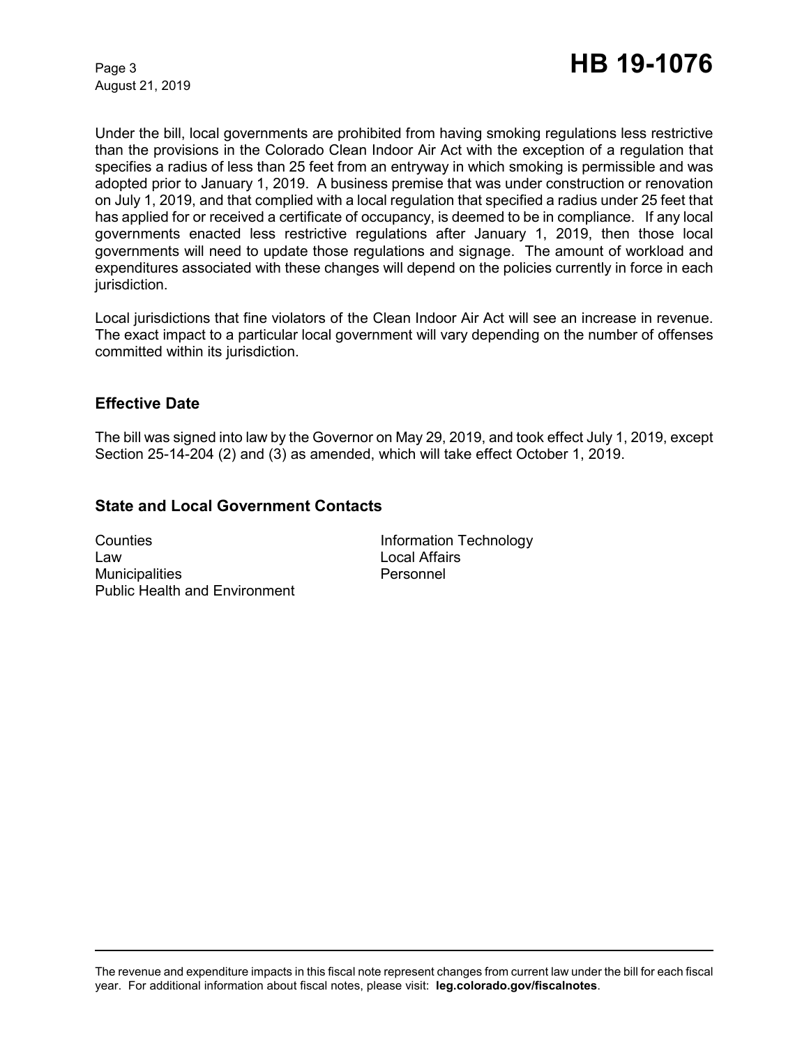Under the bill, local governments are prohibited from having smoking regulations less restrictive than the provisions in the Colorado Clean Indoor Air Act with the exception of a regulation that specifies a radius of less than 25 feet from an entryway in which smoking is permissible and was adopted prior to January 1, 2019. A business premise that was under construction or renovation on July 1, 2019, and that complied with a local regulation that specified a radius under 25 feet that has applied for or received a certificate of occupancy, is deemed to be in compliance. If any local governments enacted less restrictive regulations after January 1, 2019, then those local governments will need to update those regulations and signage. The amount of workload and expenditures associated with these changes will depend on the policies currently in force in each jurisdiction.

Local jurisdictions that fine violators of the Clean Indoor Air Act will see an increase in revenue. The exact impact to a particular local government will vary depending on the number of offenses committed within its jurisdiction.

## Effective Date

The bill was signed into law by the Governor on May 29, 2019, and took effect July 1, 2019, except Section 25-14-204 (2) and (3) as amended, which will take effect October 1, 2019.

## State and Local Government Contacts

Counties
Law
Municipalities
Public Health and Environment
Information Technology
Local Affairs
Personnel

The revenue and expenditure impacts in this fiscal note represent changes from current law under the bill for each fiscal year. For additional information about fiscal notes, please visit: **leg.colorado.gov/fiscalnotes**.